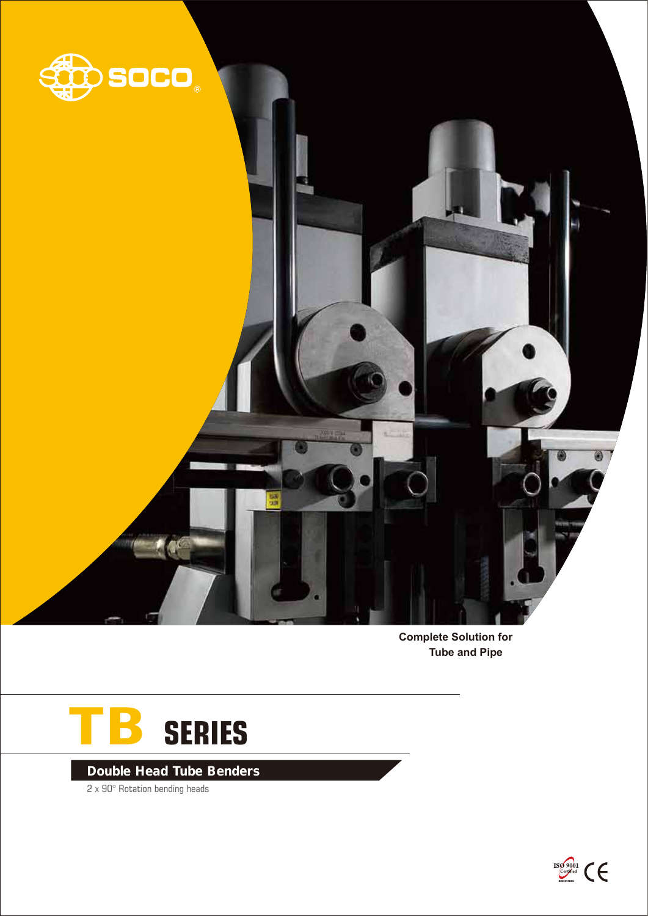SOCO®

Complete Solution for
Tube and Pipe

# TB SERIES

## Double Head Tube Benders

2 x 90° Rotation bending heads

ISO 9001 Certified CE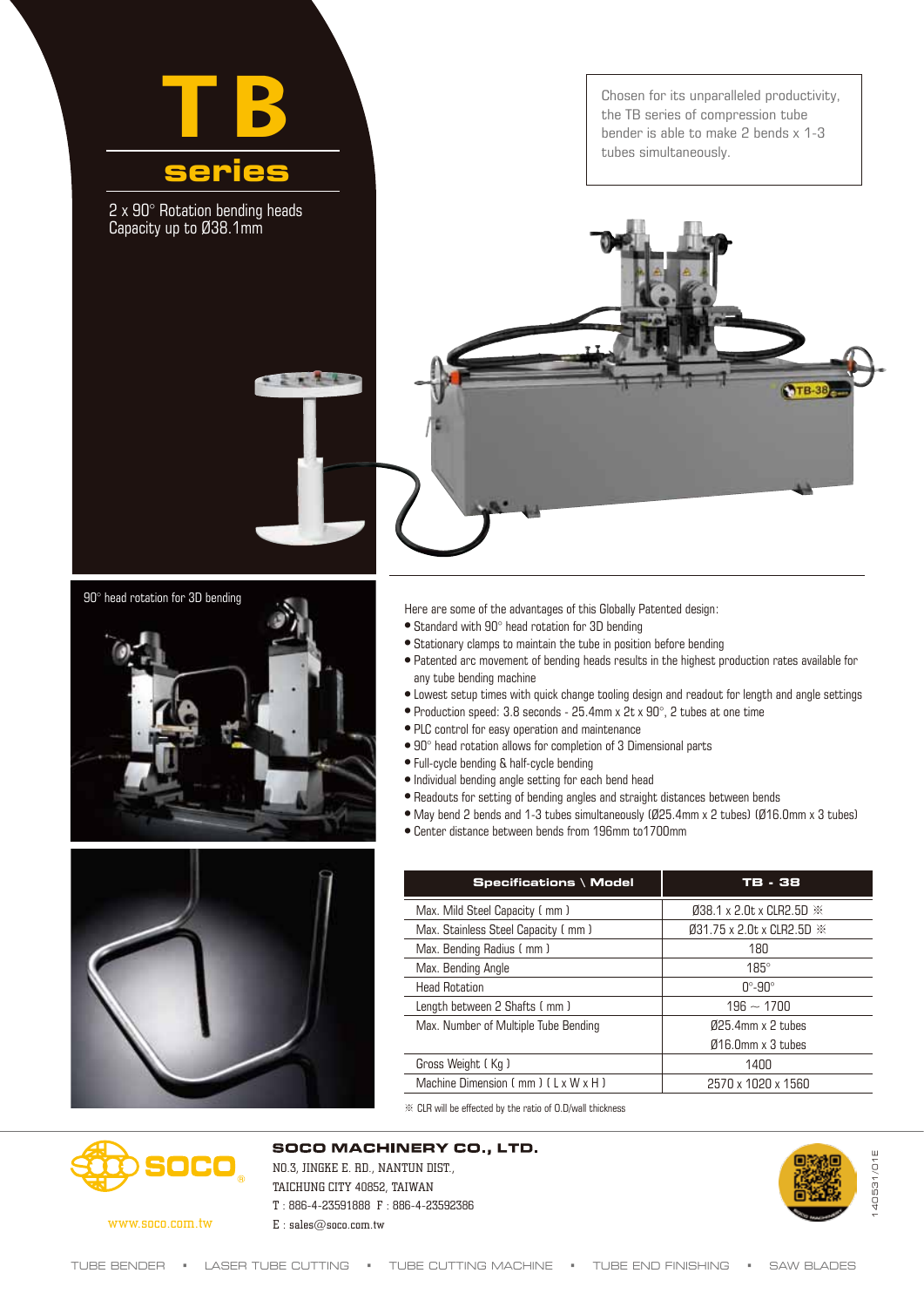# TB series

2 x 90° Rotation bending heads
Capacity up to Ø38.1mm

Chosen for its unparalleled productivity, the TB series of compression tube bender is able to make 2 bends x 1-3 tubes simultaneously.

90° head rotation for 3D bending

Here are some of the advantages of this Globally Patented design:

- Standard with 90° head rotation for 3D bending
- Stationary clamps to maintain the tube in position before bending
- Patented arc movement of bending heads results in the highest production rates available for any tube bending machine
- Lowest setup times with quick change tooling design and readout for length and angle settings
- Production speed: 3.8 seconds - 25.4mm x 2t x 90°, 2 tubes at one time
- PLC control for easy operation and maintenance
- 90° head rotation allows for completion of 3 Dimensional parts
- Full-cycle bending & half-cycle bending
- Individual bending angle setting for each bend head
- Readouts for setting of bending angles and straight distances between bends
- May bend 2 bends and 1-3 tubes simultaneously (Ø25.4mm x 2 tubes) (Ø16.0mm x 3 tubes)
- Center distance between bends from 196mm to1700mm

| Specifications \ Model | TB - 38 |
|---|---|
| Max. Mild Steel Capacity ( mm ) | Ø38.1 x 2.0t x CLR2.5D ※ |
| Max. Stainless Steel Capacity ( mm ) | Ø31.75 x 2.0t x CLR2.5D ※ |
| Max. Bending Radius ( mm ) | 180 |
| Max. Bending Angle | 185° |
| Head Rotation | 0°-90° |
| Length between 2 Shafts ( mm ) | 196 ~ 1700 |
| Max. Number of Multiple Tube Bending | Ø25.4mm x 2 tubes<br>Ø16.0mm x 3 tubes |
| Gross Weight ( Kg ) | 1400 |
| Machine Dimension ( mm ) ( L x W x H ) | 2570 x 1020 x 1560 |

※ CLR will be effected by the ratio of O.D/wall thickness

**SOCO MACHINERY CO., LTD.**
NO.3, JINGKE E. RD., NANTUN DIST.,
TAICHUNG CITY 40852, TAIWAN
T : 886-4-23591888 F : 886-4-23592386
E : sales@soco.com.tw

www.soco.com.tw

140531/01E

TUBE BENDER ▪ LASER TUBE CUTTING ▪ TUBE CUTTING MACHINE ▪ TUBE END FINISHING ▪ SAW BLADES